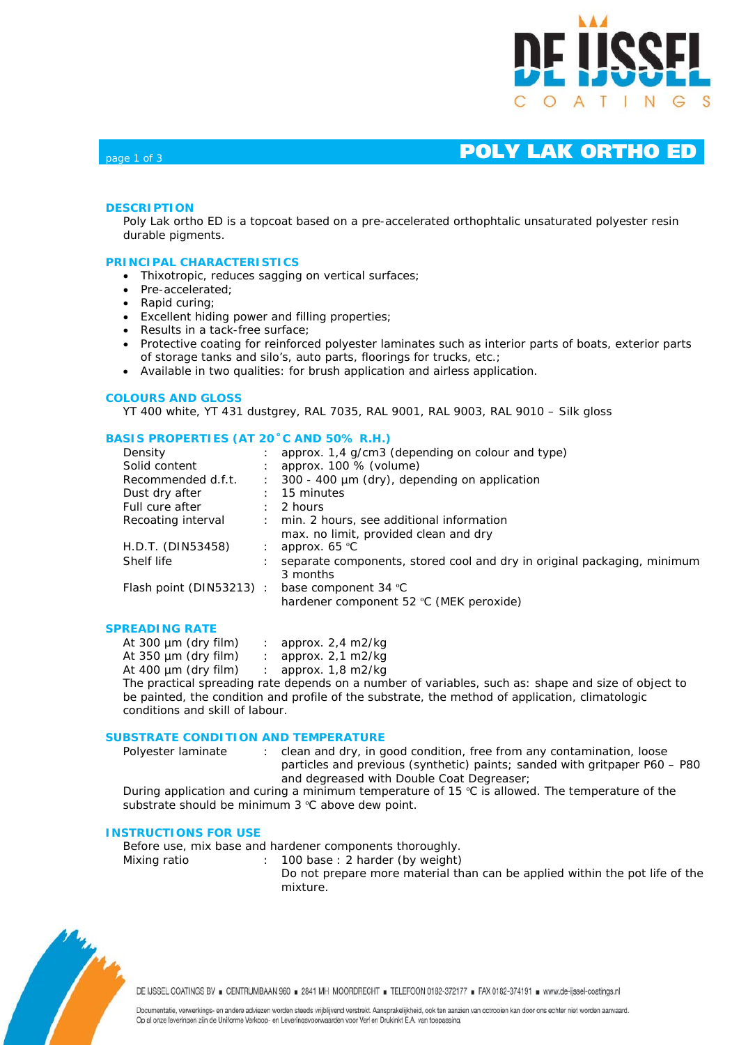# POLY LAK ORTHO ED

## DESCRIPTION

Poly Lak ortho ED is a topcoat based on a pre-accelerated orthophtalic unsaturated polyester resin durable pigments.

## PRINCIPAL CHARACTERISTICS

- Thixotropic, reduces sagging on vertical surfaces;
- Pre-accelerated;
- Rapid curing;
- Excellent hiding power and filling properties;
- Results in a tack-free surface;
- Protective coating for reinforced polyester laminates such as interior parts of boats, exterior parts of storage tanks and silo's, auto parts, floorings for trucks, etc.;
- Available in two qualities: for brush application and airless application.

## COLOURS AND GLOSS

YT 400 white, YT 431 dustgrey, RAL 7035, RAL 9001, RAL 9003, RAL 9010 – Silk gloss

## BASIS PROPERTIES (AT 20˚C AND 50% R.H.)

| | | |
|---|---|---|
| Density | : | approx. 1,4 g/cm3 (depending on colour and type) |
| Solid content | : | approx. 100 % (volume) |
| Recommended d.f.t. | : | 300 - 400 µm (dry), depending on application |
| Dust dry after | : | 15 minutes |
| Full cure after | : | 2 hours |
| Recoating interval | : | min. 2 hours, see additional information<br>max. no limit, provided clean and dry |
| H.D.T. (DIN53458) | : | approx. 65 °C |
| Shelf life | : | separate components, stored cool and dry in original packaging, minimum 3 months |
| Flash point (DIN53213) | : | base component 34 °C<br>hardener component 52 °C (MEK peroxide) |

## SPREADING RATE

| | | |
|---|---|---|
| At 300 µm (dry film) | : | approx. 2,4 m2/kg |
| At 350 µm (dry film) | : | approx. 2,1 m2/kg |
| At 400 µm (dry film) | : | approx. 1,8 m2/kg |

The practical spreading rate depends on a number of variables, such as: shape and size of object to be painted, the condition and profile of the substrate, the method of application, climatologic conditions and skill of labour.

## SUBSTRATE CONDITION AND TEMPERATURE

| | | |
|---|---|---|
| Polyester laminate | : | clean and dry, in good condition, free from any contamination, loose particles and previous (synthetic) paints; sanded with gritpaper P60 – P80 and degreased with Double Coat Degreaser; |

During application and curing a minimum temperature of 15 °C is allowed. The temperature of the substrate should be minimum 3 °C above dew point.

## INSTRUCTIONS FOR USE

Before use, mix base and hardener components thoroughly.

| | | |
|---|---|---|
| Mixing ratio | : | 100 base : 2 harder (by weight)<br>Do not prepare more material than can be applied within the pot life of the mixture. |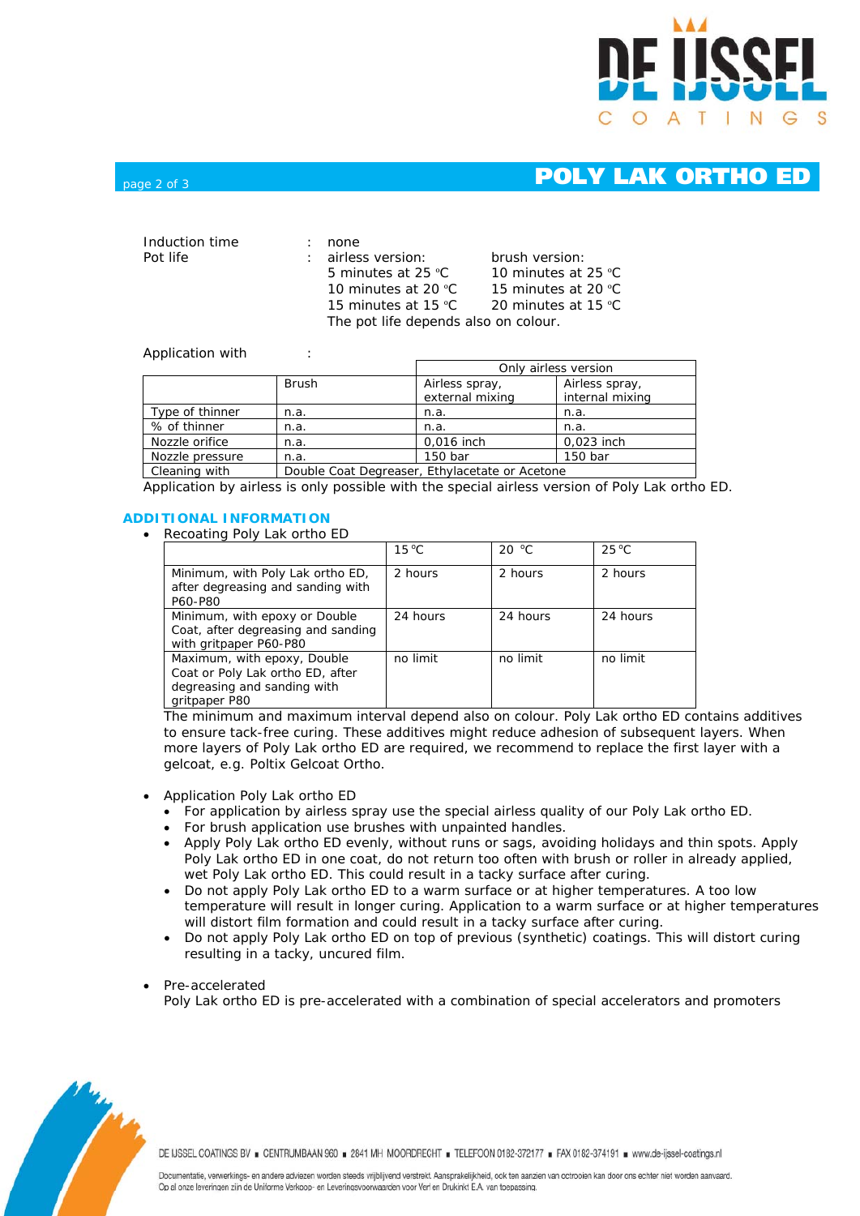Induction time : none

Pot life : airless version: 5 minutes at 25 °C, 10 minutes at 20 °C, 15 minutes at 15 °C; brush version: 10 minutes at 25 °C, 15 minutes at 20 °C, 20 minutes at 15 °C. The pot life depends also on colour.

| | airless version | brush version |
|---|---|---|
| 25 °C | 5 minutes | 10 minutes |
| 20 °C | 10 minutes | 15 minutes |
| 15 °C | 15 minutes | 20 minutes |

Application with :

| | Brush | Only airless version | |
|---|---|---|---|
| | | Airless spray, external mixing | Airless spray, internal mixing |
| Type of thinner | n.a. | n.a. | n.a. |
| % of thinner | n.a. | n.a. | n.a. |
| Nozzle orifice | n.a. | 0,016 inch | 0,023 inch |
| Nozzle pressure | n.a. | 150 bar | 150 bar |
| Cleaning with | Double Coat Degreaser, Ethylacetate or Acetone | | |

Application by airless is only possible with the special airless version of Poly Lak ortho ED.

## ADDITIONAL INFORMATION

- Recoating Poly Lak ortho ED

| | 15 °C | 20 °C | 25 °C |
|---|---|---|---|
| Minimum, with Poly Lak ortho ED, after degreasing and sanding with P60-P80 | 2 hours | 2 hours | 2 hours |
| Minimum, with epoxy or Double Coat, after degreasing and sanding with gritpaper P60-P80 | 24 hours | 24 hours | 24 hours |
| Maximum, with epoxy, Double Coat or Poly Lak ortho ED, after degreasing and sanding with gritpaper P80 | no limit | no limit | no limit |

The minimum and maximum interval depend also on colour. Poly Lak ortho ED contains additives to ensure tack-free curing. These additives might reduce adhesion of subsequent layers. When more layers of Poly Lak ortho ED are required, we recommend to replace the first layer with a gelcoat, e.g. Poltix Gelcoat Ortho.

- Application Poly Lak ortho ED
  - For application by airless spray use the special airless quality of our Poly Lak ortho ED.
  - For brush application use brushes with unpainted handles.
  - Apply Poly Lak ortho ED evenly, without runs or sags, avoiding holidays and thin spots. Apply Poly Lak ortho ED in one coat, do not return too often with brush or roller in already applied, wet Poly Lak ortho ED. This could result in a tacky surface after curing.
  - Do not apply Poly Lak ortho ED to a warm surface or at higher temperatures. A too low temperature will result in longer curing. Application to a warm surface or at higher temperatures will distort film formation and could result in a tacky surface after curing.
  - Do not apply Poly Lak ortho ED on top of previous (synthetic) coatings. This will distort curing resulting in a tacky, uncured film.

- Pre-accelerated
  Poly Lak ortho ED is pre-accelerated with a combination of special accelerators and promoters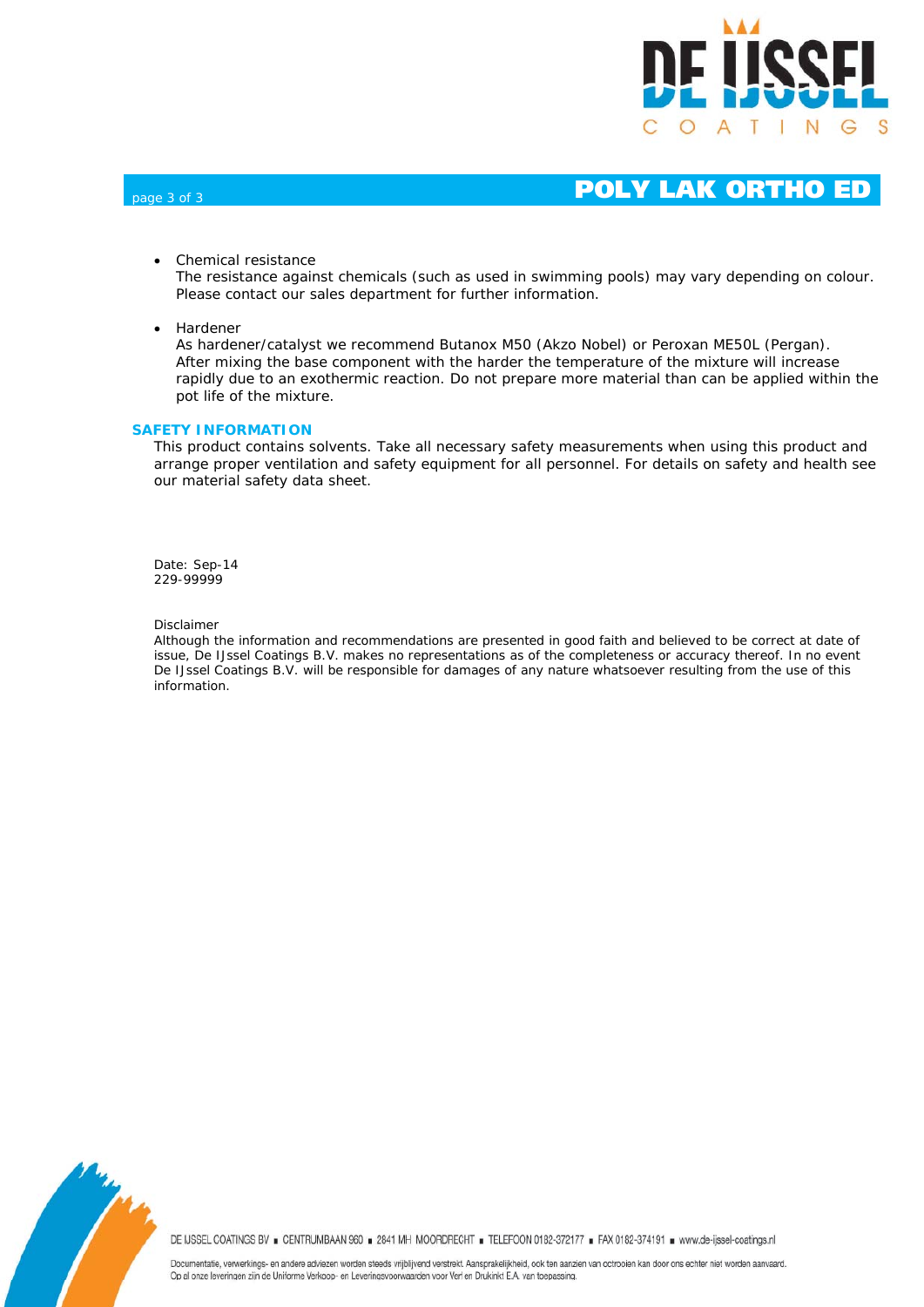- Chemical resistance
  The resistance against chemicals (such as used in swimming pools) may vary depending on colour. Please contact our sales department for further information.

- Hardener
  As hardener/catalyst we recommend Butanox M50 (Akzo Nobel) or Peroxan ME50L (Pergan). After mixing the base component with the harder the temperature of the mixture will increase rapidly due to an exothermic reaction. Do not prepare more material than can be applied within the pot life of the mixture.

## SAFETY INFORMATION

This product contains solvents. Take all necessary safety measurements when using this product and arrange proper ventilation and safety equipment for all personnel. For details on safety and health see our material safety data sheet.

Date: Sep-14
229-99999

Disclaimer
Although the information and recommendations are presented in good faith and believed to be correct at date of issue, De IJssel Coatings B.V. makes no representations as of the completeness or accuracy thereof. In no event De IJssel Coatings B.V. will be responsible for damages of any nature whatsoever resulting from the use of this information.